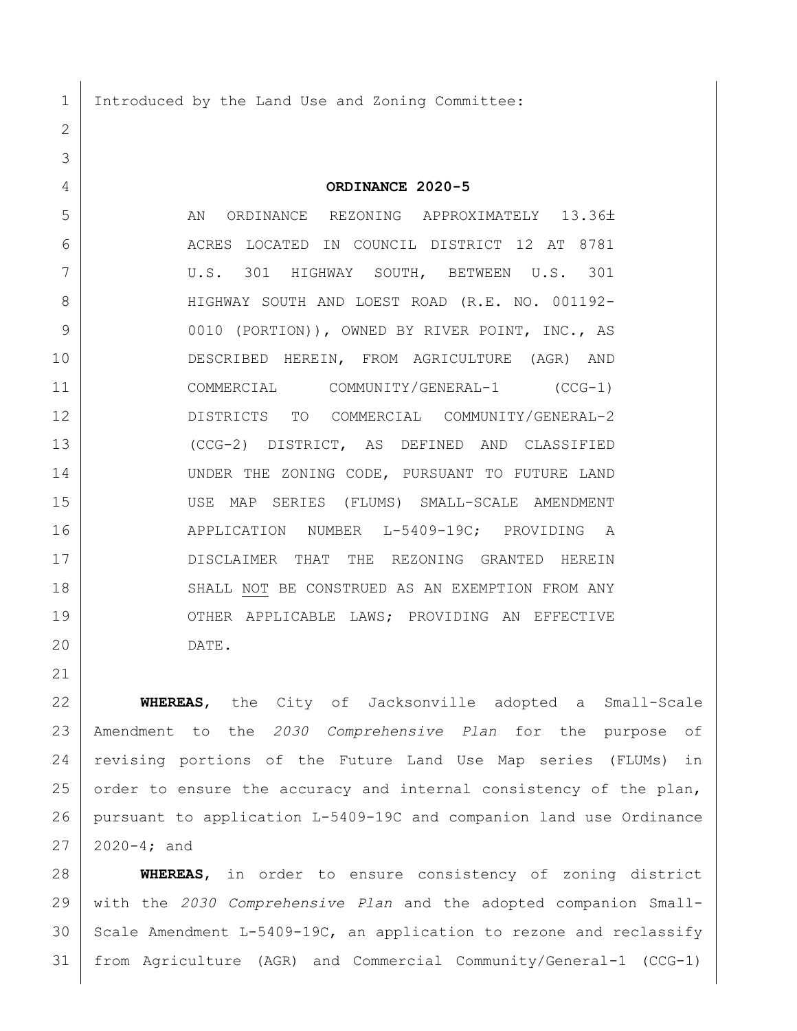Introduced by the Land Use and Zoning Committee:

**ORDINANCE 2020-5**

AN ORDINANCE REZONING APPROXIMATELY 13.36± ACRES LOCATED IN COUNCIL DISTRICT 12 AT 8781 U.S. 301 HIGHWAY SOUTH, BETWEEN U.S. 301 HIGHWAY SOUTH AND LOEST ROAD (R.E. NO. 001192-0010 (PORTION)), OWNED BY RIVER POINT, INC., AS DESCRIBED HEREIN, FROM AGRICULTURE (AGR) AND COMMERCIAL COMMUNITY/GENERAL-1 (CCG-1) DISTRICTS TO COMMERCIAL COMMUNITY/GENERAL-2 (CCG-2) DISTRICT, AS DEFINED AND CLASSIFIED UNDER THE ZONING CODE, PURSUANT TO FUTURE LAND USE MAP SERIES (FLUMS) SMALL-SCALE AMENDMENT APPLICATION NUMBER L-5409-19C; PROVIDING A DISCLAIMER THAT THE REZONING GRANTED HEREIN SHALL NOT BE CONSTRUED AS AN EXEMPTION FROM ANY OTHER APPLICABLE LAWS; PROVIDING AN EFFECTIVE DATE.

**WHEREAS**, the City of Jacksonville adopted a Small-Scale Amendment to the *2030 Comprehensive Plan* for the purpose of revising portions of the Future Land Use Map series (FLUMs) in order to ensure the accuracy and internal consistency of the plan, pursuant to application L-5409-19C and companion land use Ordinance 2020-4; and

**WHEREAS**, in order to ensure consistency of zoning district with the *2030 Comprehensive Plan* and the adopted companion Small-Scale Amendment L-5409-19C, an application to rezone and reclassify from Agriculture (AGR) and Commercial Community/General-1 (CCG-1)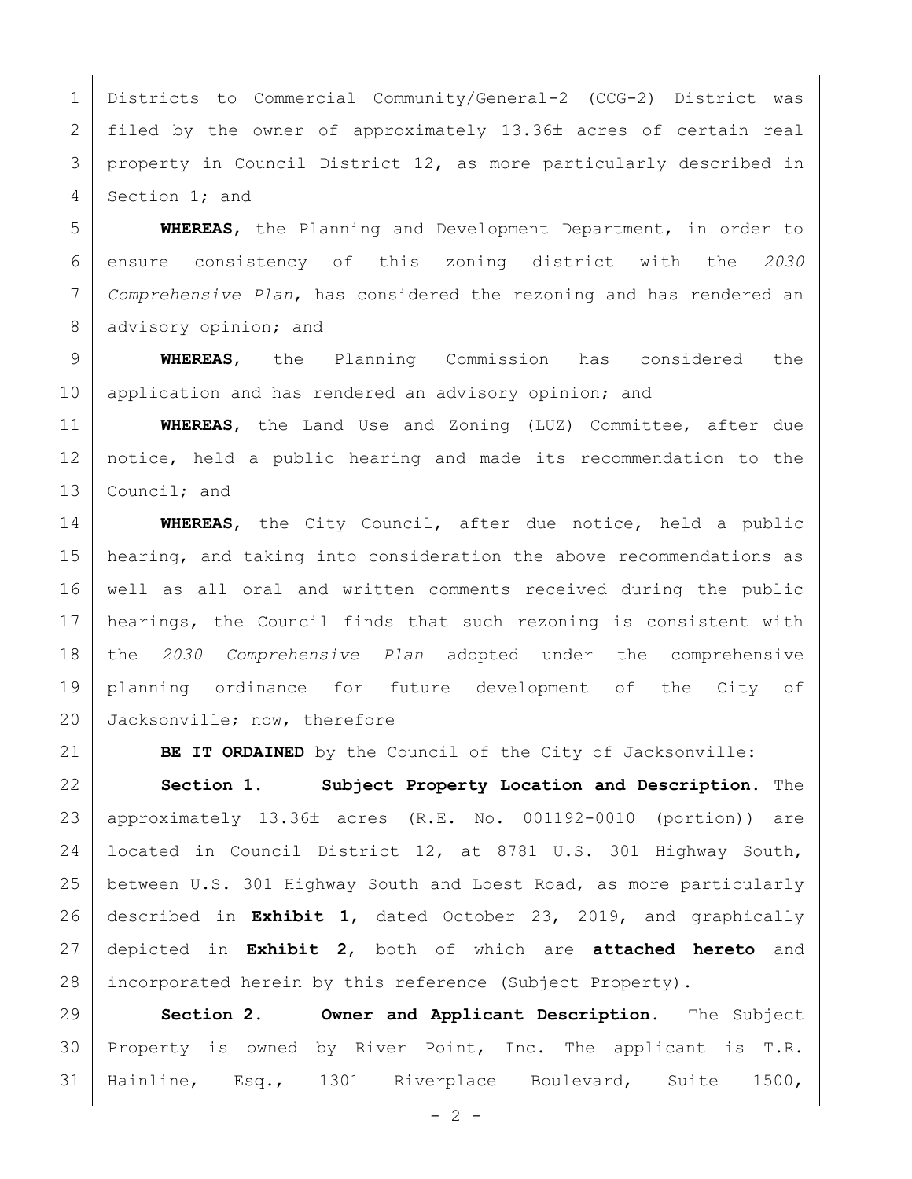Districts to Commercial Community/General-2 (CCG-2) District was filed by the owner of approximately 13.36± acres of certain real property in Council District 12, as more particularly described in Section 1; and

**WHEREAS**, the Planning and Development Department, in order to ensure consistency of this zoning district with the *2030 Comprehensive Plan*, has considered the rezoning and has rendered an advisory opinion; and

**WHEREAS**, the Planning Commission has considered the application and has rendered an advisory opinion; and

**WHEREAS**, the Land Use and Zoning (LUZ) Committee, after due notice, held a public hearing and made its recommendation to the Council; and

**WHEREAS**, the City Council, after due notice, held a public hearing, and taking into consideration the above recommendations as well as all oral and written comments received during the public hearings, the Council finds that such rezoning is consistent with the *2030 Comprehensive Plan* adopted under the comprehensive planning ordinance for future development of the City of Jacksonville; now, therefore

**BE IT ORDAINED** by the Council of the City of Jacksonville:

**Section 1. Subject Property Location and Description.** The approximately 13.36± acres (R.E. No. 001192-0010 (portion)) are located in Council District 12, at 8781 U.S. 301 Highway South, between U.S. 301 Highway South and Loest Road, as more particularly described in **Exhibit 1**, dated October 23, 2019, and graphically depicted in **Exhibit 2**, both of which are **attached hereto** and incorporated herein by this reference (Subject Property).

**Section 2. Owner and Applicant Description.** The Subject Property is owned by River Point, Inc. The applicant is T.R. Hainline, Esq., 1301 Riverplace Boulevard, Suite 1500,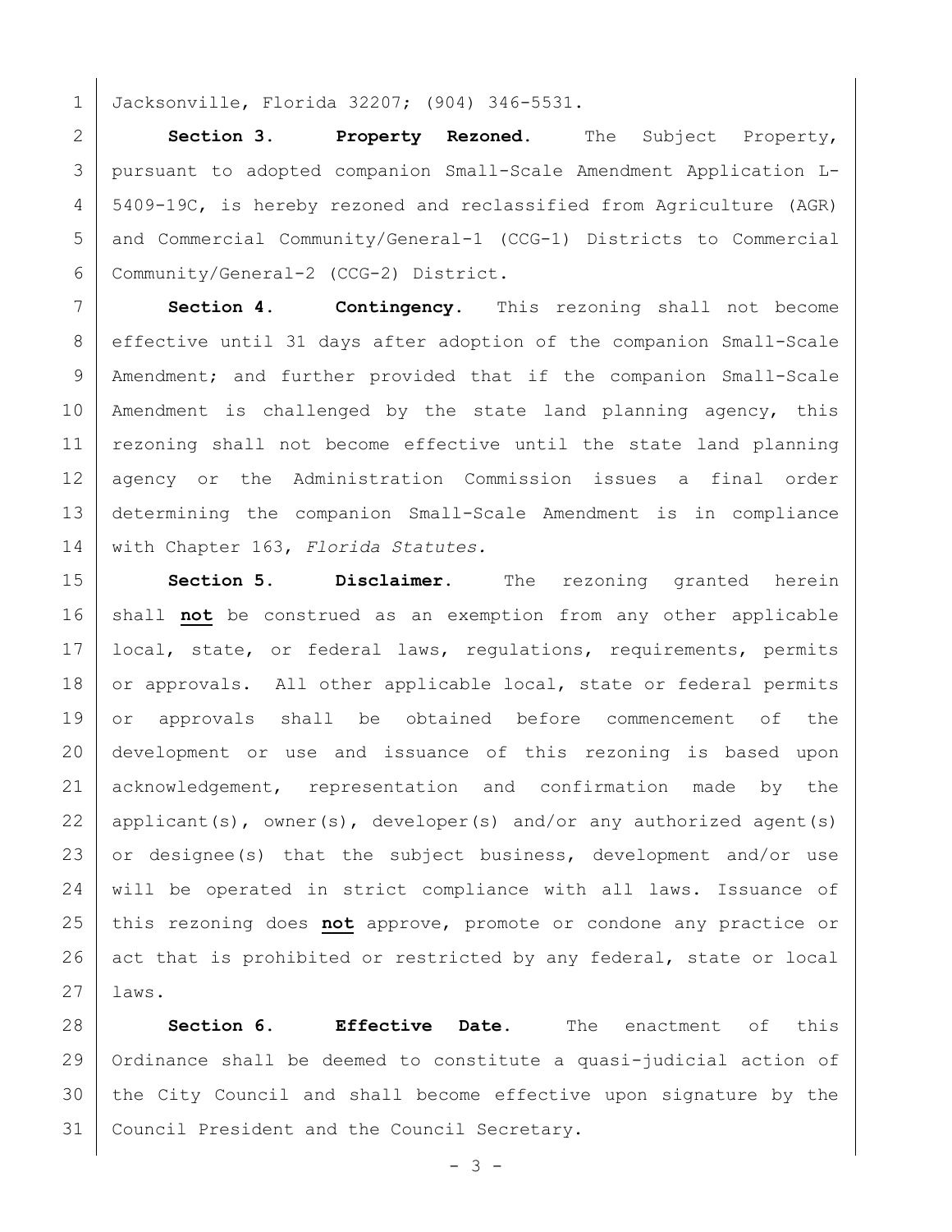Jacksonville, Florida 32207; (904) 346-5531.

**Section 3. Property Rezoned.** The Subject Property, pursuant to adopted companion Small-Scale Amendment Application L-5409-19C, is hereby rezoned and reclassified from Agriculture (AGR) and Commercial Community/General-1 (CCG-1) Districts to Commercial Community/General-2 (CCG-2) District.

**Section 4. Contingency.** This rezoning shall not become effective until 31 days after adoption of the companion Small-Scale Amendment; and further provided that if the companion Small-Scale Amendment is challenged by the state land planning agency, this rezoning shall not become effective until the state land planning agency or the Administration Commission issues a final order determining the companion Small-Scale Amendment is in compliance with Chapter 163, *Florida Statutes.*

**Section 5. Disclaimer.** The rezoning granted herein shall **not** be construed as an exemption from any other applicable local, state, or federal laws, regulations, requirements, permits or approvals. All other applicable local, state or federal permits or approvals shall be obtained before commencement of the development or use and issuance of this rezoning is based upon acknowledgement, representation and confirmation made by the applicant(s), owner(s), developer(s) and/or any authorized agent(s) or designee(s) that the subject business, development and/or use will be operated in strict compliance with all laws. Issuance of this rezoning does **not** approve, promote or condone any practice or act that is prohibited or restricted by any federal, state or local laws.

**Section 6. Effective Date.** The enactment of this Ordinance shall be deemed to constitute a quasi-judicial action of the City Council and shall become effective upon signature by the Council President and the Council Secretary.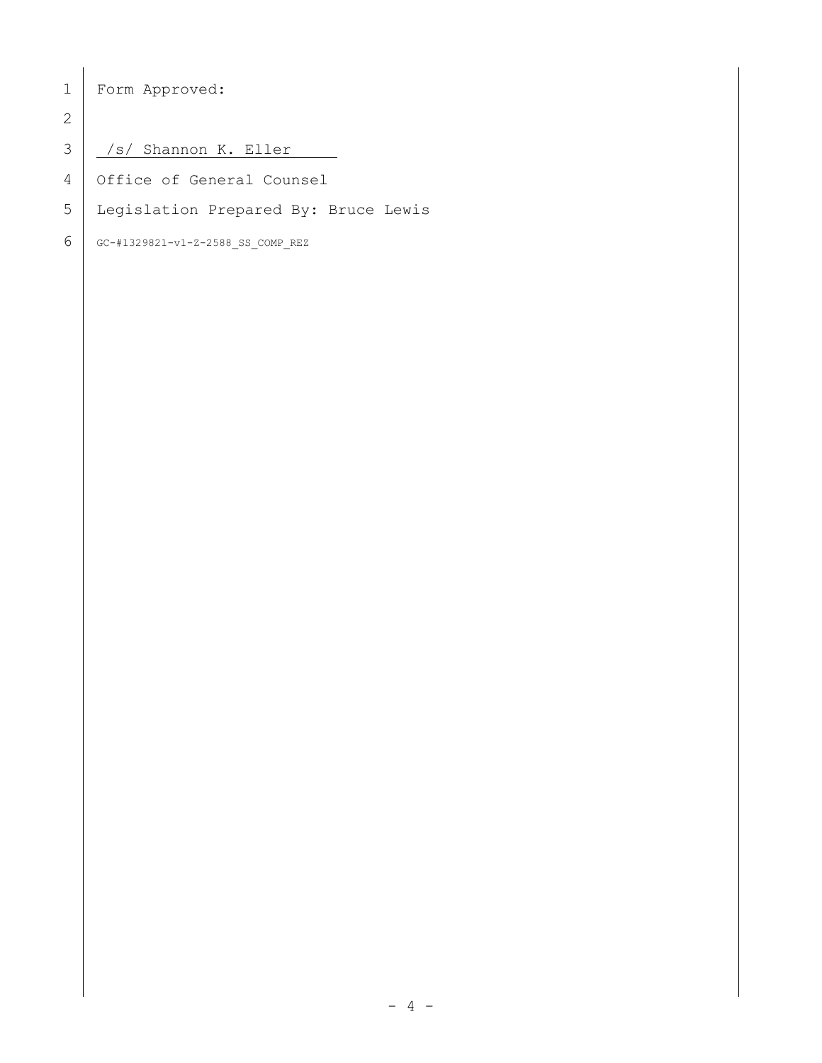Form Approved:

/s/ Shannon K. Eller

Office of General Counsel

Legislation Prepared By: Bruce Lewis

GC-#1329821-v1-Z-2588_SS_COMP_REZ